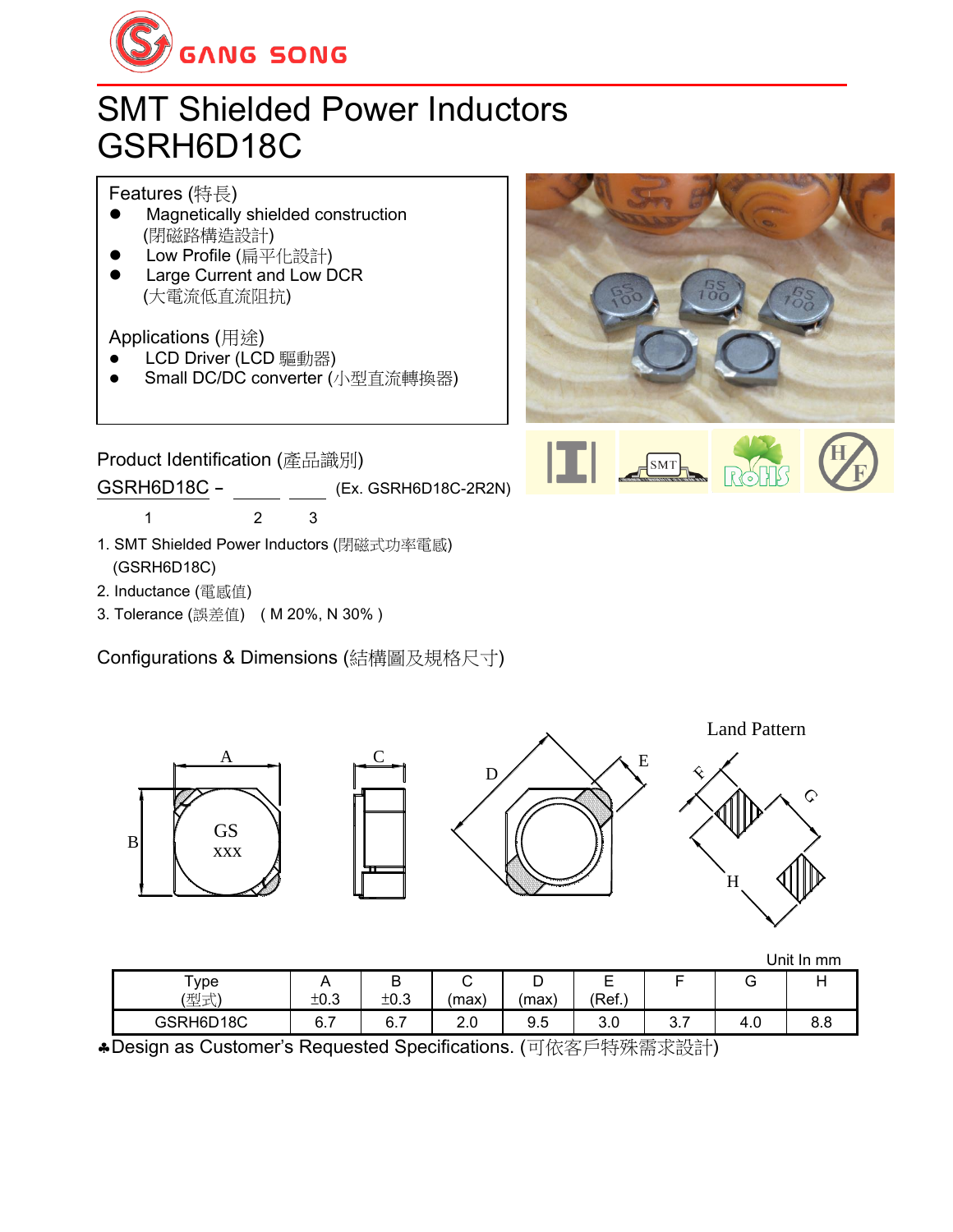GANG SONG

# SMT Shielded Power Inductors
# GSRH6D18C

## Features (特長)

- Magnetically shielded construction (閉磁路構造設計)
- Low Profile (扁平化設計)
- Large Current and Low DCR (大電流低直流阻抗)

## Applications (用途)

- LCD Driver (LCD 驅動器)
- Small DC/DC converter (小型直流轉換器)

## Product Identification (產品識別)

GSRH6D18C – ______ ____ (Ex. GSRH6D18C-2R2N)

1 2 3

1. SMT Shielded Power Inductors (閉磁式功率電感) (GSRH6D18C)
2. Inductance (電感值)
3. Tolerance (誤差值) ( M 20%, N 30% )

## Configurations & Dimensions (結構圖及規格尺寸)

Land Pattern

Unit In mm

| Type (型式) | A ±0.3 | B ±0.3 | C (max) | D (max) | E (Ref.) | F | G | H |
|---|---|---|---|---|---|---|---|---|
| GSRH6D18C | 6.7 | 6.7 | 2.0 | 9.5 | 3.0 | 3.7 | 4.0 | 8.8 |

♣Design as Customer's Requested Specifications. (可依客戶特殊需求設計)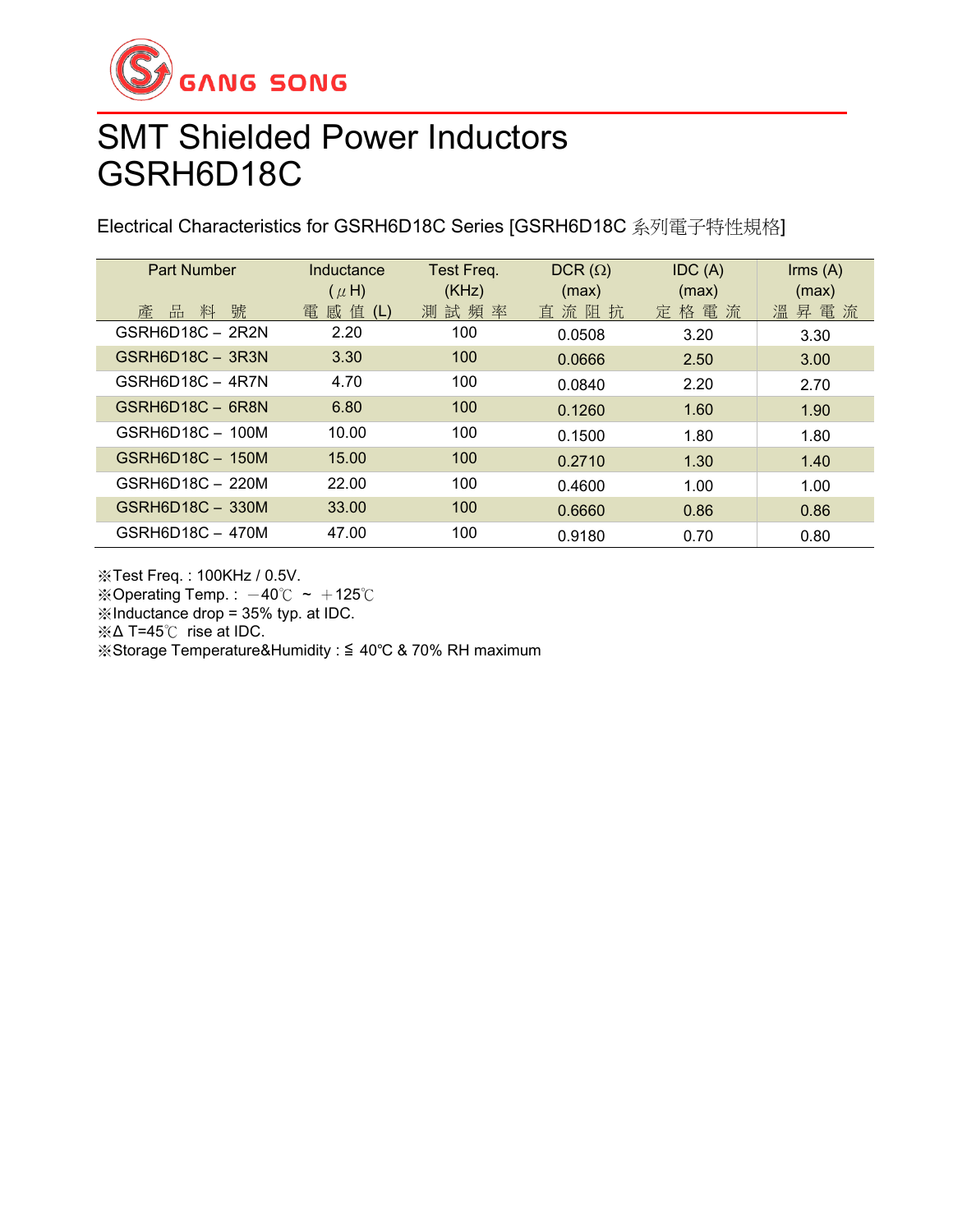GANG SONG

# SMT Shielded Power Inductors
# GSRH6D18C

Electrical Characteristics for GSRH6D18C Series [GSRH6D18C 系列電子特性規格]

| Part Number<br>產 品 料 號 | Inductance<br>( $\mu$ H)<br>電 感 值 (L) | Test Freq.<br>(KHz)<br>測 試 頻 率 | DCR (Ω)<br>(max)<br>直 流 阻 抗 | IDC (A)<br>(max)<br>定 格 電 流 | Irms (A)<br>(max)<br>溫 昇 電 流 |
|---|---|---|---|---|---|
| GSRH6D18C－2R2N | 2.20 | 100 | 0.0508 | 3.20 | 3.30 |
| GSRH6D18C－3R3N | 3.30 | 100 | 0.0666 | 2.50 | 3.00 |
| GSRH6D18C－4R7N | 4.70 | 100 | 0.0840 | 2.20 | 2.70 |
| GSRH6D18C－6R8N | 6.80 | 100 | 0.1260 | 1.60 | 1.90 |
| GSRH6D18C－100M | 10.00 | 100 | 0.1500 | 1.80 | 1.80 |
| GSRH6D18C－150M | 15.00 | 100 | 0.2710 | 1.30 | 1.40 |
| GSRH6D18C－220M | 22.00 | 100 | 0.4600 | 1.00 | 1.00 |
| GSRH6D18C－330M | 33.00 | 100 | 0.6660 | 0.86 | 0.86 |
| GSRH6D18C－470M | 47.00 | 100 | 0.9180 | 0.70 | 0.80 |

※Test Freq. : 100KHz / 0.5V.
※Operating Temp. : －40℃ ~ ＋125℃
※Inductance drop = 35% typ. at IDC.
※Δ T=45℃ rise at IDC.
※Storage Temperature&Humidity : ≦ 40℃ & 70% RH maximum